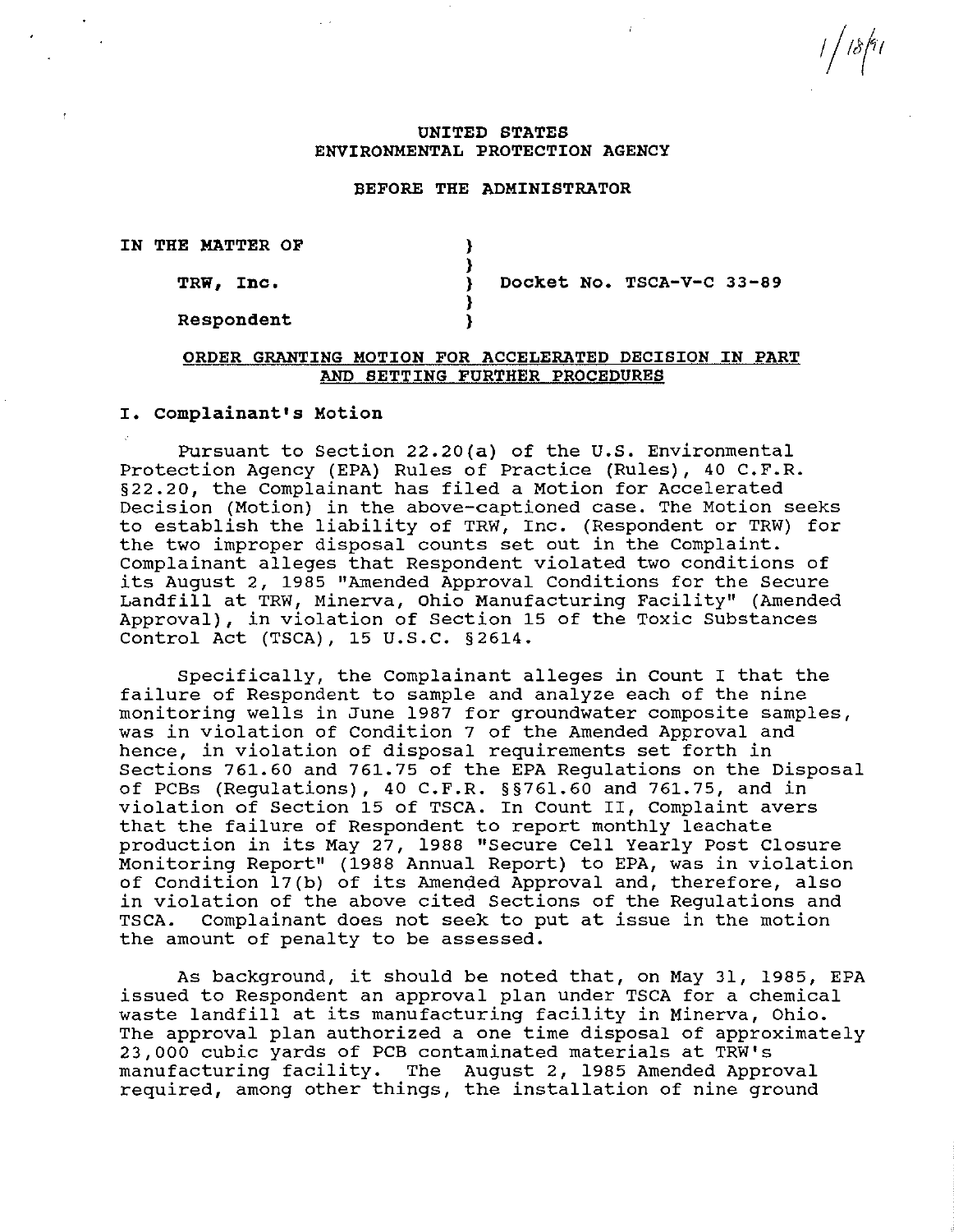1/18/91

UNITED STATES
ENVIRONMENTAL PROTECTION AGENCY

BEFORE THE ADMINISTRATOR

| | | |
|---|---|---|
| IN THE MATTER OF | ) | |
| | ) | |
| TRW, Inc. | ) | Docket No. TSCA-V-C 33-89 |
| | ) | |
| Respondent | ) | |

## ORDER GRANTING MOTION FOR ACCELERATED DECISION IN PART AND SETTING FURTHER PROCEDURES

### I. Complainant's Motion

Pursuant to Section 22.20(a) of the U.S. Environmental Protection Agency (EPA) Rules of Practice (Rules), 40 C.F.R. §22.20, the Complainant has filed a Motion for Accelerated Decision (Motion) in the above-captioned case. The Motion seeks to establish the liability of TRW, Inc. (Respondent or TRW) for the two improper disposal counts set out in the Complaint. Complainant alleges that Respondent violated two conditions of its August 2, 1985 "Amended Approval Conditions for the Secure Landfill at TRW, Minerva, Ohio Manufacturing Facility" (Amended Approval), in violation of Section 15 of the Toxic Substances Control Act (TSCA), 15 U.S.C. §2614.

Specifically, the Complainant alleges in Count I that the failure of Respondent to sample and analyze each of the nine monitoring wells in June 1987 for groundwater composite samples, was in violation of Condition 7 of the Amended Approval and hence, in violation of disposal requirements set forth in Sections 761.60 and 761.75 of the EPA Regulations on the Disposal of PCBs (Regulations), 40 C.F.R. §§761.60 and 761.75, and in violation of Section 15 of TSCA. In Count II, Complaint avers that the failure of Respondent to report monthly leachate production in its May 27, 1988 "Secure Cell Yearly Post Closure Monitoring Report" (1988 Annual Report) to EPA, was in violation of Condition 17(b) of its Amended Approval and, therefore, also in violation of the above cited Sections of the Regulations and TSCA. Complainant does not seek to put at issue in the motion the amount of penalty to be assessed.

As background, it should be noted that, on May 31, 1985, EPA issued to Respondent an approval plan under TSCA for a chemical waste landfill at its manufacturing facility in Minerva, Ohio. The approval plan authorized a one time disposal of approximately 23,000 cubic yards of PCB contaminated materials at TRW's manufacturing facility. The August 2, 1985 Amended Approval required, among other things, the installation of nine ground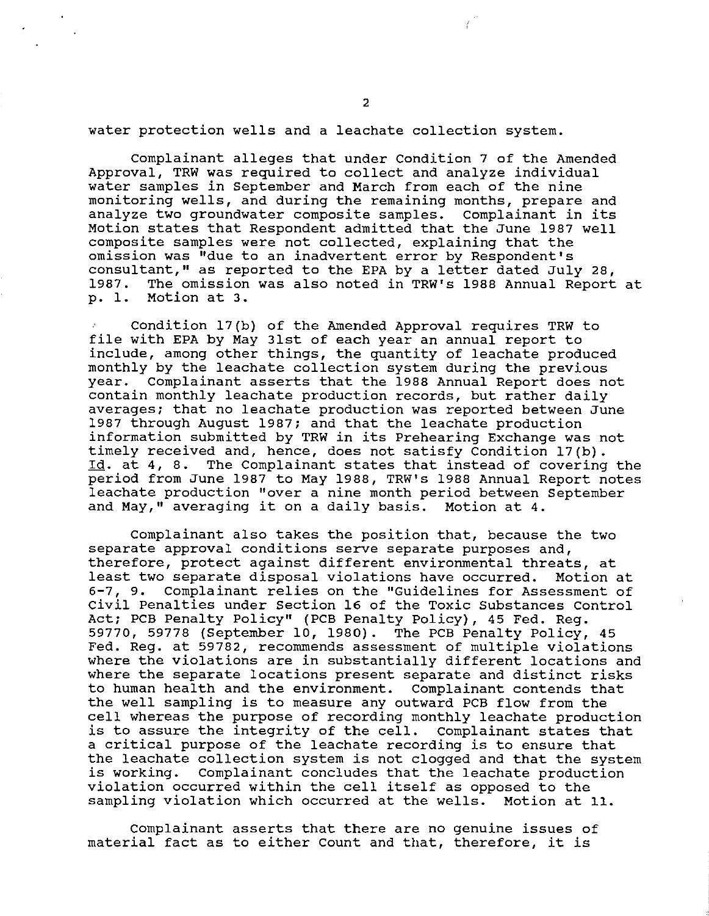water protection wells and a leachate collection system.

Complainant alleges that under Condition 7 of the Amended Approval, TRW was required to collect and analyze individual water samples in September and March from each of the nine monitoring wells, and during the remaining months, prepare and analyze two groundwater composite samples. Complainant in its Motion states that Respondent admitted that the June 1987 well composite samples were not collected, explaining that the omission was "due to an inadvertent error by Respondent's consultant," as reported to the EPA by a letter dated July 28, 1987. The omission was also noted in TRW's 1988 Annual Report at p. 1. Motion at 3.

Condition 17(b) of the Amended Approval requires TRW to file with EPA by May 31st of each year an annual report to include, among other things, the quantity of leachate produced monthly by the leachate collection system during the previous year. Complainant asserts that the 1988 Annual Report does not contain monthly leachate production records, but rather daily averages; that no leachate production was reported between June 1987 through August 1987; and that the leachate production information submitted by TRW in its Prehearing Exchange was not timely received and, hence, does not satisfy Condition 17(b). Id. at 4, 8. The Complainant states that instead of covering the period from June 1987 to May 1988, TRW's 1988 Annual Report notes leachate production "over a nine month period between September and May," averaging it on a daily basis. Motion at 4.

Complainant also takes the position that, because the two separate approval conditions serve separate purposes and, therefore, protect against different environmental threats, at least two separate disposal violations have occurred. Motion at 6-7, 9. Complainant relies on the "Guidelines for Assessment of Civil Penalties under Section 16 of the Toxic Substances Control Act; PCB Penalty Policy" (PCB Penalty Policy), 45 Fed. Reg. 59770, 59778 (September 10, 1980). The PCB Penalty Policy, 45 Fed. Reg. at 59782, recommends assessment of multiple violations where the violations are in substantially different locations and where the separate locations present separate and distinct risks to human health and the environment. Complainant contends that the well sampling is to measure any outward PCB flow from the cell whereas the purpose of recording monthly leachate production is to assure the integrity of the cell. Complainant states that a critical purpose of the leachate recording is to ensure that the leachate collection system is not clogged and that the system is working. Complainant concludes that the leachate production violation occurred within the cell itself as opposed to the sampling violation which occurred at the wells. Motion at 11.

Complainant asserts that there are no genuine issues of material fact as to either Count and that, therefore, it is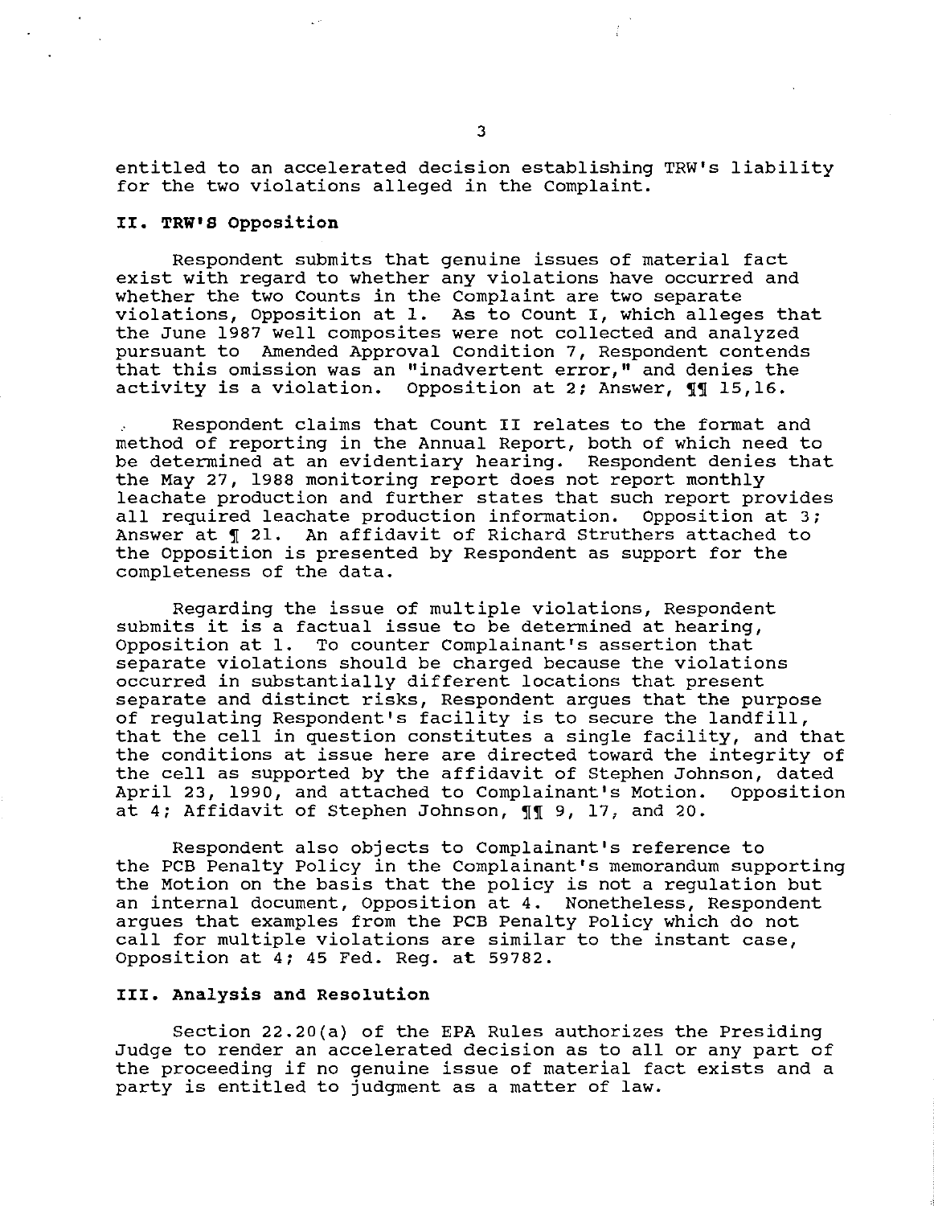entitled to an accelerated decision establishing TRW's liability for the two violations alleged in the Complaint.

## II. TRW'S Opposition

Respondent submits that genuine issues of material fact exist with regard to whether any violations have occurred and whether the two Counts in the Complaint are two separate violations, Opposition at 1. As to Count I, which alleges that the June 1987 well composites were not collected and analyzed pursuant to Amended Approval Condition 7, Respondent contends that this omission was an "inadvertent error," and denies the activity is a violation. Opposition at 2; Answer, ¶¶ 15,16.

Respondent claims that Count II relates to the format and method of reporting in the Annual Report, both of which need to be determined at an evidentiary hearing. Respondent denies that the May 27, 1988 monitoring report does not report monthly leachate production and further states that such report provides all required leachate production information. Opposition at 3; Answer at ¶ 21. An affidavit of Richard Struthers attached to the Opposition is presented by Respondent as support for the completeness of the data.

Regarding the issue of multiple violations, Respondent submits it is a factual issue to be determined at hearing, Opposition at 1. To counter Complainant's assertion that separate violations should be charged because the violations occurred in substantially different locations that present separate and distinct risks, Respondent argues that the purpose of regulating Respondent's facility is to secure the landfill, that the cell in question constitutes a single facility, and that the conditions at issue here are directed toward the integrity of the cell as supported by the affidavit of Stephen Johnson, dated April 23, 1990, and attached to Complainant's Motion. Opposition at 4; Affidavit of Stephen Johnson, ¶¶ 9, 17, and 20.

Respondent also objects to Complainant's reference to the PCB Penalty Policy in the Complainant's memorandum supporting the Motion on the basis that the policy is not a regulation but an internal document, Opposition at 4. Nonetheless, Respondent argues that examples from the PCB Penalty Policy which do not call for multiple violations are similar to the instant case, Opposition at 4; 45 Fed. Reg. at 59782.

## III. Analysis and Resolution

Section 22.20(a) of the EPA Rules authorizes the Presiding Judge to render an accelerated decision as to all or any part of the proceeding if no genuine issue of material fact exists and a party is entitled to judgment as a matter of law.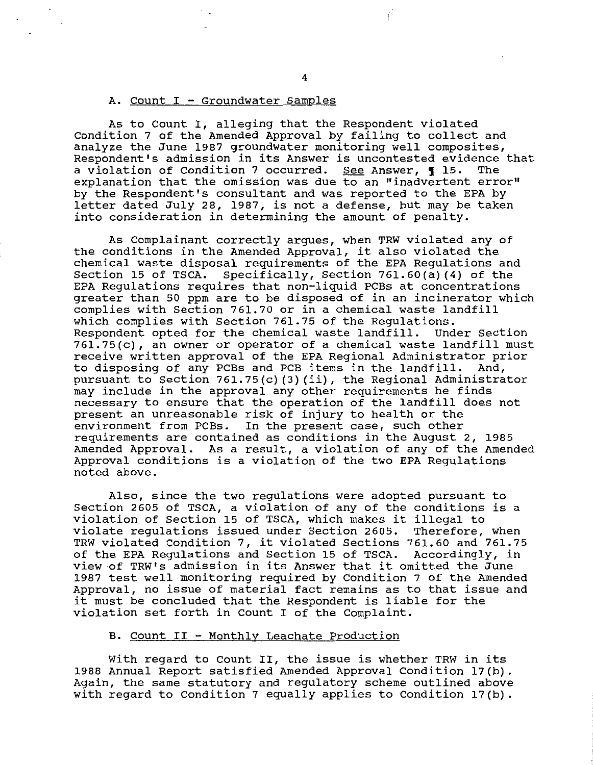### A. Count I - Groundwater Samples

As to Count I, alleging that the Respondent violated Condition 7 of the Amended Approval by failing to collect and analyze the June 1987 groundwater monitoring well composites, Respondent's admission in its Answer is uncontested evidence that a violation of Condition 7 occurred. See Answer, ¶ 15. The explanation that the omission was due to an "inadvertent error" by the Respondent's consultant and was reported to the EPA by letter dated July 28, 1987, is not a defense, but may be taken into consideration in determining the amount of penalty.

As Complainant correctly argues, when TRW violated any of the conditions in the Amended Approval, it also violated the chemical waste disposal requirements of the EPA Regulations and Section 15 of TSCA. Specifically, Section 761.60(a)(4) of the EPA Regulations requires that non-liquid PCBs at concentrations greater than 50 ppm are to be disposed of in an incinerator which complies with Section 761.70 or in a chemical waste landfill which complies with Section 761.75 of the Regulations. Respondent opted for the chemical waste landfill. Under Section 761.75(c), an owner or operator of a chemical waste landfill must receive written approval of the EPA Regional Administrator prior to disposing of any PCBs and PCB items in the landfill. And, pursuant to Section 761.75(c)(3)(ii), the Regional Administrator may include in the approval any other requirements he finds necessary to ensure that the operation of the landfill does not present an unreasonable risk of injury to health or the environment from PCBs. In the present case, such other requirements are contained as conditions in the August 2, 1985 Amended Approval. As a result, a violation of any of the Amended Approval conditions is a violation of the two EPA Regulations noted above.

Also, since the two regulations were adopted pursuant to Section 2605 of TSCA, a violation of any of the conditions is a violation of Section 15 of TSCA, which makes it illegal to violate regulations issued under Section 2605. Therefore, when TRW violated Condition 7, it violated Sections 761.60 and 761.75 of the EPA Regulations and Section 15 of TSCA. Accordingly, in view of TRW's admission in its Answer that it omitted the June 1987 test well monitoring required by Condition 7 of the Amended Approval, no issue of material fact remains as to that issue and it must be concluded that the Respondent is liable for the violation set forth in Count I of the Complaint.

### B. Count II - Monthly Leachate Production

With regard to Count II, the issue is whether TRW in its 1988 Annual Report satisfied Amended Approval Condition 17(b). Again, the same statutory and regulatory scheme outlined above with regard to Condition 7 equally applies to Condition 17(b).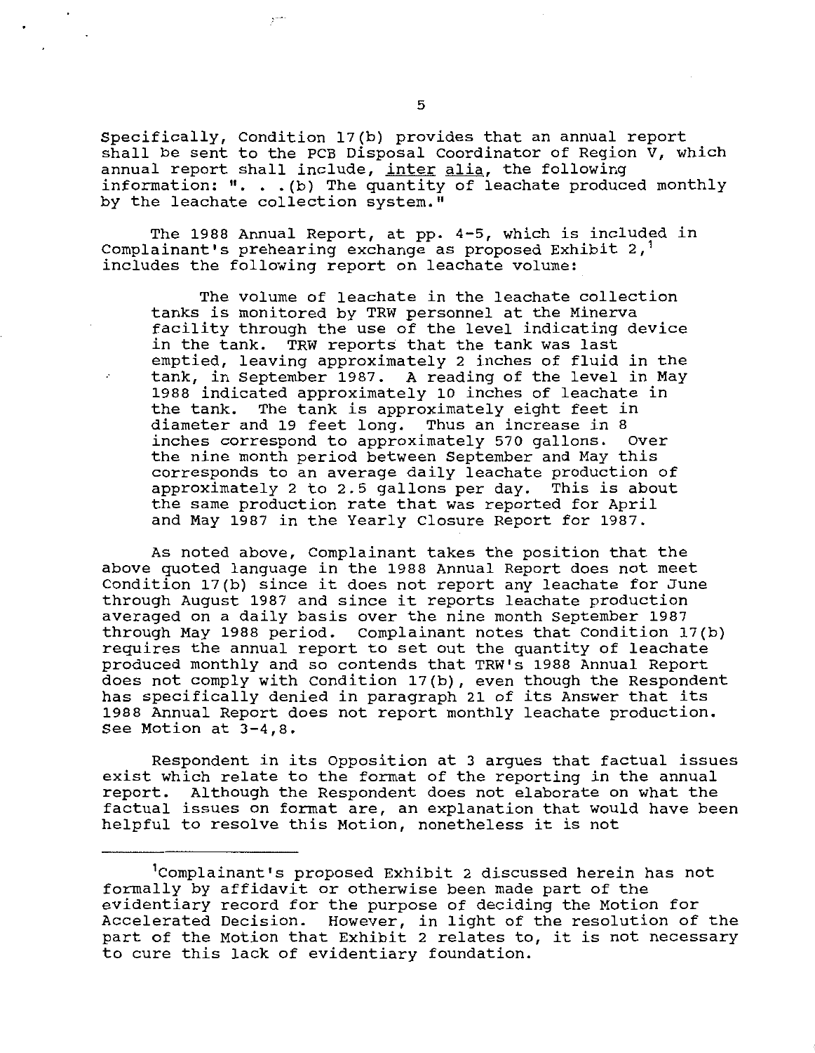Specifically, Condition 17(b) provides that an annual report shall be sent to the PCB Disposal Coordinator of Region V, which annual report shall include, *inter alia*, the following information: ". . .(b) The quantity of leachate produced monthly by the leachate collection system."

The 1988 Annual Report, at pp. 4-5, which is included in Complainant's prehearing exchange as proposed Exhibit 2,[1] includes the following report on leachate volume:

> The volume of leachate in the leachate collection tanks is monitored by TRW personnel at the Minerva facility through the use of the level indicating device in the tank. TRW reports that the tank was last emptied, leaving approximately 2 inches of fluid in the tank, in September 1987. A reading of the level in May 1988 indicated approximately 10 inches of leachate in the tank. The tank is approximately eight feet in diameter and 19 feet long. Thus an increase in 8 inches correspond to approximately 570 gallons. Over the nine month period between September and May this corresponds to an average daily leachate production of approximately 2 to 2.5 gallons per day. This is about the same production rate that was reported for April and May 1987 in the Yearly Closure Report for 1987.

As noted above, Complainant takes the position that the above quoted language in the 1988 Annual Report does not meet Condition 17(b) since it does not report any leachate for June through August 1987 and since it reports leachate production averaged on a daily basis over the nine month September 1987 through May 1988 period. Complainant notes that Condition 17(b) requires the annual report to set out the quantity of leachate produced monthly and so contends that TRW's 1988 Annual Report does not comply with Condition 17(b), even though the Respondent has specifically denied in paragraph 21 of its Answer that its 1988 Annual Report does not report monthly leachate production. See Motion at 3-4,8.

Respondent in its Opposition at 3 argues that factual issues exist which relate to the format of the reporting in the annual report. Although the Respondent does not elaborate on what the factual issues on format are, an explanation that would have been helpful to resolve this Motion, nonetheless it is not

---

[1] Complainant's proposed Exhibit 2 discussed herein has not formally by affidavit or otherwise been made part of the evidentiary record for the purpose of deciding the Motion for Accelerated Decision. However, in light of the resolution of the part of the Motion that Exhibit 2 relates to, it is not necessary to cure this lack of evidentiary foundation.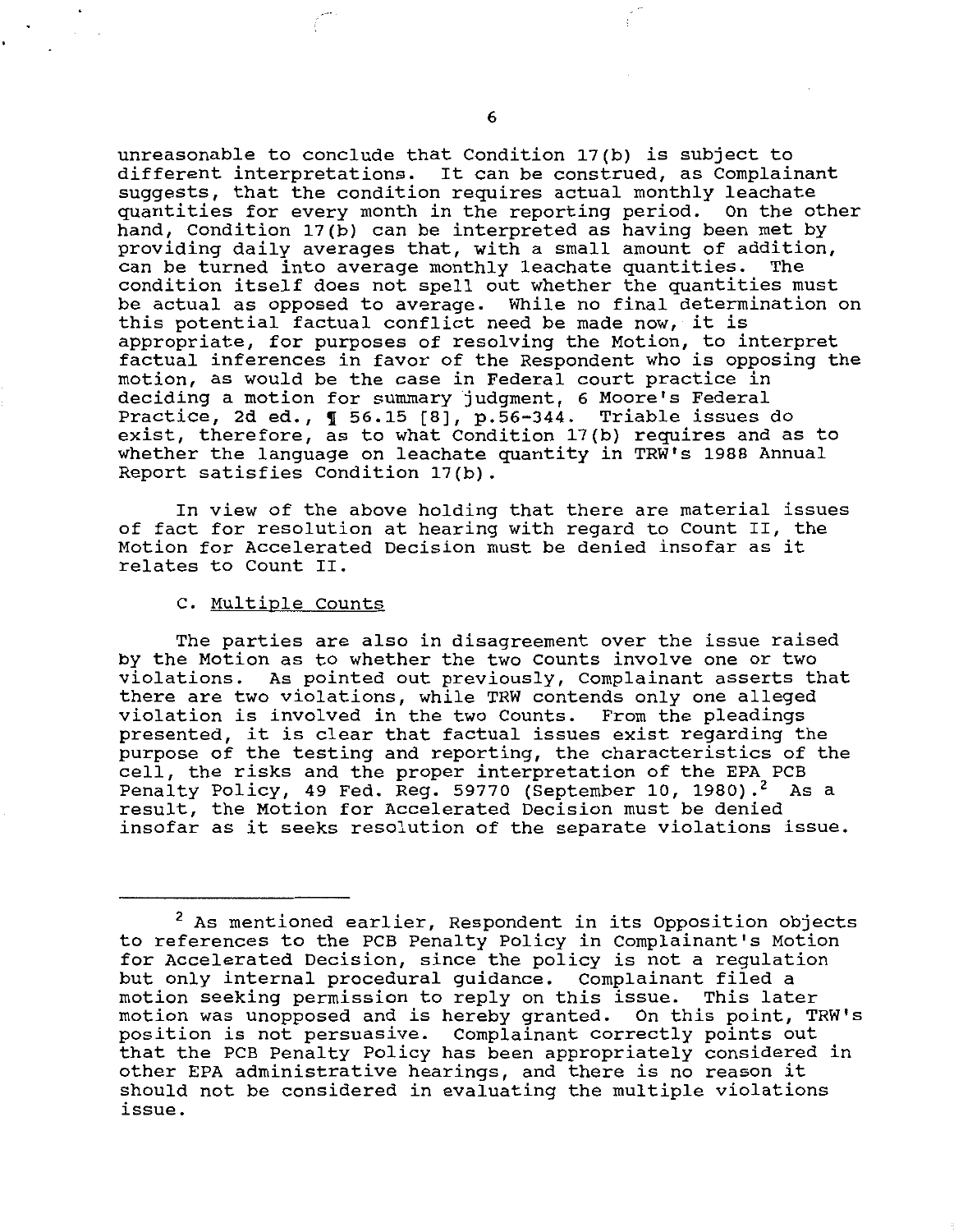unreasonable to conclude that Condition 17(b) is subject to different interpretations. It can be construed, as Complainant suggests, that the condition requires actual monthly leachate quantities for every month in the reporting period. On the other hand, Condition 17(b) can be interpreted as having been met by providing daily averages that, with a small amount of addition, can be turned into average monthly leachate quantities. The condition itself does not spell out whether the quantities must be actual as opposed to average. While no final determination on this potential factual conflict need be made now, it is appropriate, for purposes of resolving the Motion, to interpret factual inferences in favor of the Respondent who is opposing the motion, as would be the case in Federal court practice in deciding a motion for summary judgment, 6 Moore's Federal Practice, 2d ed., ¶ 56.15 [8], p.56-344. Triable issues do exist, therefore, as to what Condition 17(b) requires and as to whether the language on leachate quantity in TRW's 1988 Annual Report satisfies Condition 17(b).

In view of the above holding that there are material issues of fact for resolution at hearing with regard to Count II, the Motion for Accelerated Decision must be denied insofar as it relates to Count II.

C. Multiple Counts

The parties are also in disagreement over the issue raised by the Motion as to whether the two Counts involve one or two violations. As pointed out previously, Complainant asserts that there are two violations, while TRW contends only one alleged violation is involved in the two Counts. From the pleadings presented, it is clear that factual issues exist regarding the purpose of the testing and reporting, the characteristics of the cell, the risks and the proper interpretation of the EPA PCB Penalty Policy, 49 Fed. Reg. 59770 (September 10, 1980).[2] As a result, the Motion for Accelerated Decision must be denied insofar as it seeks resolution of the separate violations issue.

---

[2] As mentioned earlier, Respondent in its Opposition objects to references to the PCB Penalty Policy in Complainant's Motion for Accelerated Decision, since the policy is not a regulation but only internal procedural guidance. Complainant filed a motion seeking permission to reply on this issue. This later motion was unopposed and is hereby granted. On this point, TRW's position is not persuasive. Complainant correctly points out that the PCB Penalty Policy has been appropriately considered in other EPA administrative hearings, and there is no reason it should not be considered in evaluating the multiple violations issue.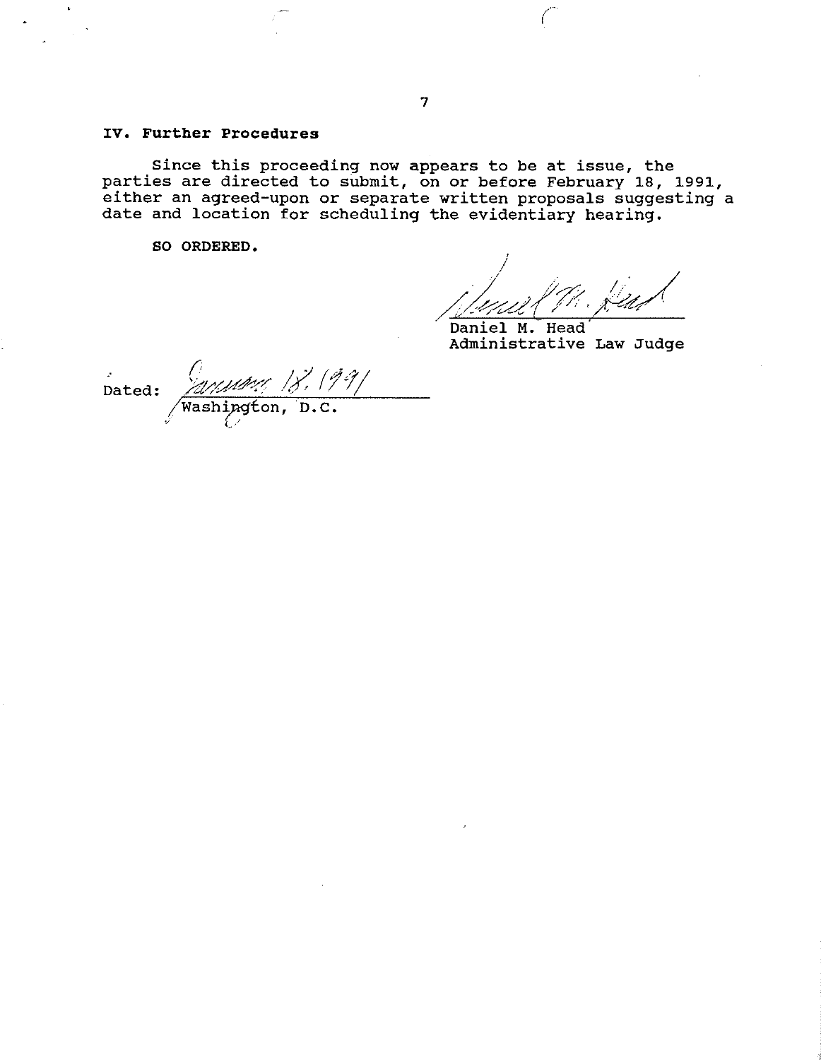## IV. Further Procedures

Since this proceeding now appears to be at issue, the parties are directed to submit, on or before February 18, 1991, either an agreed-upon or separate written proposals suggesting a date and location for scheduling the evidentiary hearing.

**SO ORDERED.**

Daniel M. Head
Administrative Law Judge

Dated: January 18, 1991
Washington, D.C.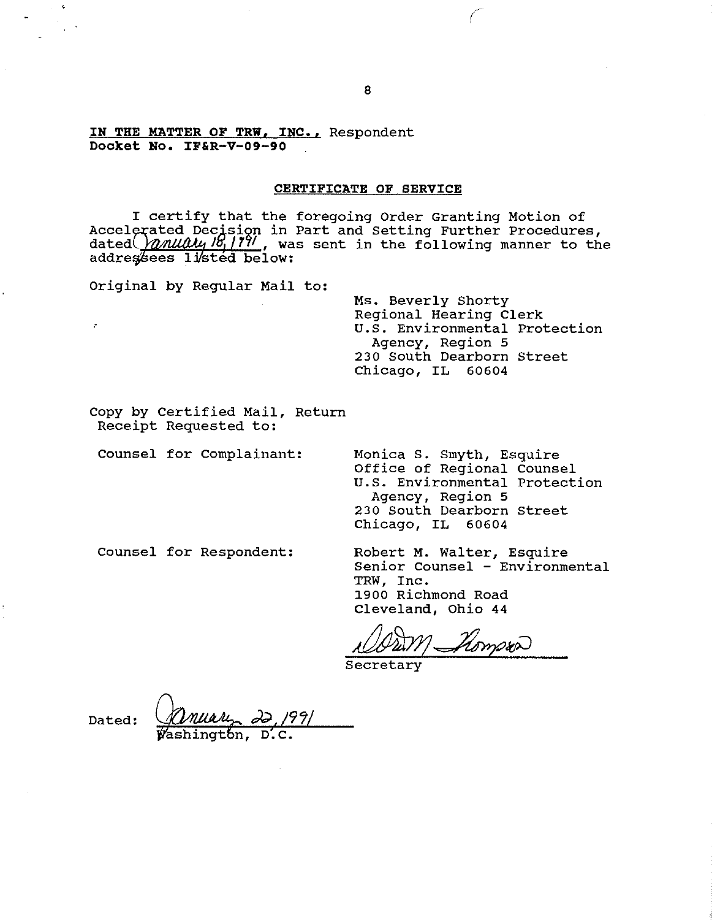**IN THE MATTER OF TRW, INC.,** Respondent
**Docket No. IF&R-V-09-90**

**CERTIFICATE OF SERVICE**

I certify that the foregoing Order Granting Motion of Accelerated Decision in Part and Setting Further Procedures, dated January 18, 1991, was sent in the following manner to the addressees listed below:

Original by Regular Mail to:

Ms. Beverly Shorty
Regional Hearing Clerk
U.S. Environmental Protection Agency, Region 5
230 South Dearborn Street
Chicago, IL 60604

Copy by Certified Mail, Return Receipt Requested to:

Counsel for Complainant:

Monica S. Smyth, Esquire
Office of Regional Counsel
U.S. Environmental Protection Agency, Region 5
230 South Dearborn Street
Chicago, IL 60604

Counsel for Respondent:

Robert M. Walter, Esquire
Senior Counsel - Environmental
TRW, Inc.
1900 Richmond Road
Cleveland, Ohio 44

Secretary

Dated: January 22, 1991
Washington, D.C.